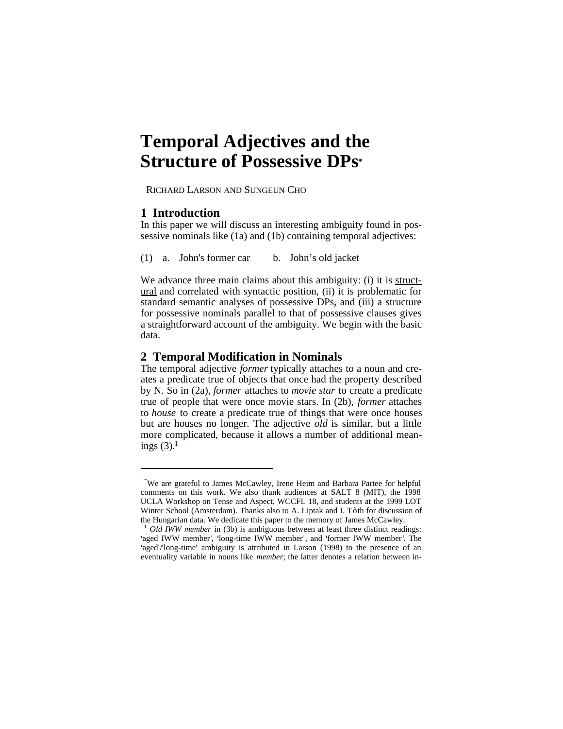# Temporal Adjectives and the Structure of Possessive DPs*

RICHARD LARSON AND SUNGEUN CHO

## 1 Introduction

In this paper we will discuss an interesting ambiguity found in possessive nominals like (1a) and (1b) containing temporal adjectives:

(1) a. John's former car b. John's old jacket

We advance three main claims about this ambiguity: (i) it is <u>structural</u> and correlated with syntactic position, (ii) it is problematic for standard semantic analyses of possessive DPs, and (iii) a structure for possessive nominals parallel to that of possessive clauses gives a straightforward account of the ambiguity. We begin with the basic data.

## 2 Temporal Modification in Nominals

The temporal adjective *former* typically attaches to a noun and creates a predicate true of objects that once had the property described by N. So in (2a), *former* attaches to *movie star* to create a predicate true of people that were once movie stars. In (2b), *former* attaches to *house* to create a predicate true of things that were once houses but are houses no longer. The adjective *old* is similar, but a little more complicated, because it allows a number of additional meanings (3).[1]

---

* We are grateful to James McCawley, Irene Heim and Barbara Partee for helpful comments on this work. We also thank audiences at SALT 8 (MIT), the 1998 UCLA Workshop on Tense and Aspect, WCCFL 18, and students at the 1999 LOT Winter School (Amsterdam). Thanks also to A. Liptak and I. Tòth for discussion of the Hungarian data. We dedicate this paper to the memory of James McCawley.

[1] *Old IWW member* in (3b) is ambiguous between at least three distinct readings: 'aged IWW member', 'long-time IWW member', and 'former IWW member'. The 'aged'/'long-time' ambiguity is attributed in Larson (1998) to the presence of an eventuality variable in nouns like *member*; the latter denotes a relation between in-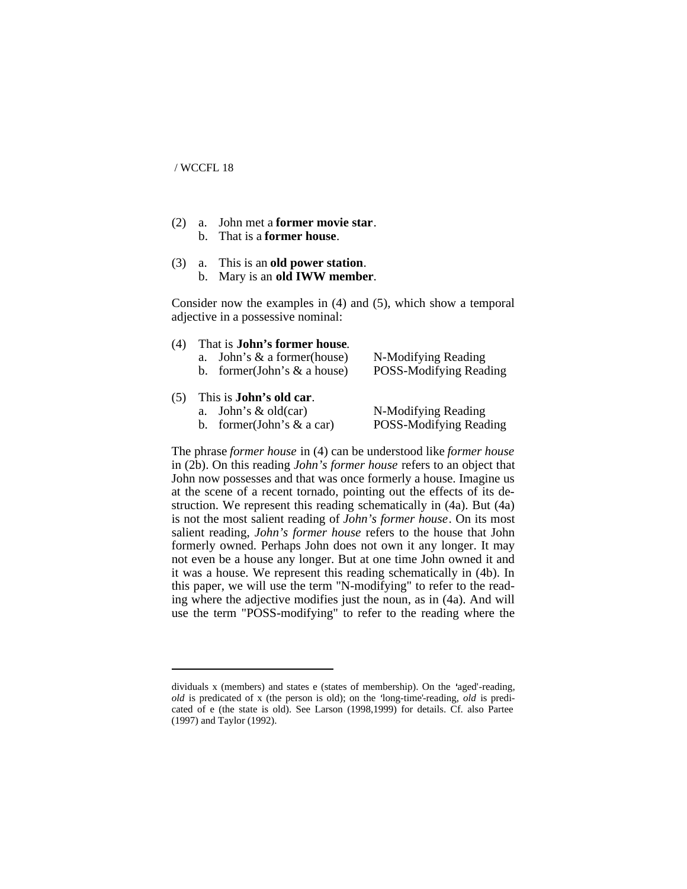(2) a. John met a **former movie star**.
 b. That is a **former house**.

(3) a. This is an **old power station**.
 b. Mary is an **old IWW member**.

Consider now the examples in (4) and (5), which show a temporal adjective in a possessive nominal:

(4) That is **John's former house**.

| | | |
|---|---|---|
| a. | John's & a former(house) | N-Modifying Reading |
| b. | former(John's & a house) | POSS-Modifying Reading |

(5) This is **John's old car**.

| | | |
|---|---|---|
| a. | John's & old(car) | N-Modifying Reading |
| b. | former(John's & a car) | POSS-Modifying Reading |

The phrase *former house* in (4) can be understood like *former house* in (2b). On this reading *John's former house* refers to an object that John now possesses and that was once formerly a house. Imagine us at the scene of a recent tornado, pointing out the effects of its destruction. We represent this reading schematically in (4a). But (4a) is not the most salient reading of *John's former house*. On its most salient reading, *John's former house* refers to the house that John formerly owned. Perhaps John does not own it any longer. It may not even be a house any longer. But at one time John owned it and it was a house. We represent this reading schematically in (4b). In this paper, we will use the term "N-modifying" to refer to the reading where the adjective modifies just the noun, as in (4a). And will use the term "POSS-modifying" to refer to the reading where the

---

dividuals x (members) and states e (states of membership). On the 'aged'-reading, *old* is predicated of x (the person is old); on the 'long-time'-reading, *old* is predicated of e (the state is old). See Larson (1998,1999) for details. Cf. also Partee (1997) and Taylor (1992).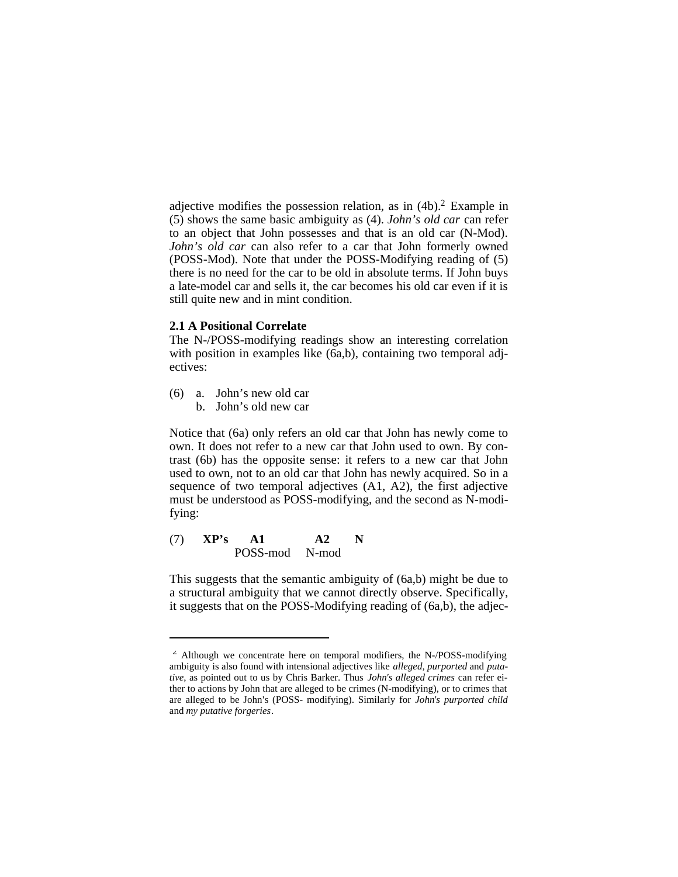adjective modifies the possession relation, as in (4b).[2] Example in (5) shows the same basic ambiguity as (4). *John's old car* can refer to an object that John possesses and that is an old car (N-Mod). *John's old car* can also refer to a car that John formerly owned (POSS-Mod). Note that under the POSS-Modifying reading of (5) there is no need for the car to be old in absolute terms. If John buys a late-model car and sells it, the car becomes his old car even if it is still quite new and in mint condition.

### 2.1 A Positional Correlate

The N-/POSS-modifying readings show an interesting correlation with position in examples like (6a,b), containing two temporal adjectives:

(6) a. John's new old car
    b. John's old new car

Notice that (6a) only refers an old car that John has newly come to own. It does not refer to a new car that John used to own. By contrast (6b) has the opposite sense: it refers to a new car that John used to own, not to an old car that John has newly acquired. So in a sequence of two temporal adjectives (A1, A2), the first adjective must be understood as POSS-modifying, and the second as N-modifying:

(7) **XP's** **A1** **A2** **N**
           POSS-mod N-mod

This suggests that the semantic ambiguity of (6a,b) might be due to a structural ambiguity that we cannot directly observe. Specifically, it suggests that on the POSS-Modifying reading of (6a,b), the adjec-

---

[2] Although we concentrate here on temporal modifiers, the N-/POSS-modifying ambiguity is also found with intensional adjectives like *alleged, purported* and *putative*, as pointed out to us by Chris Barker. Thus *John's alleged crimes* can refer either to actions by John that are alleged to be crimes (N-modifying), or to crimes that are alleged to be John's (POSS- modifying). Similarly for *John's purported child* and *my putative forgeries*.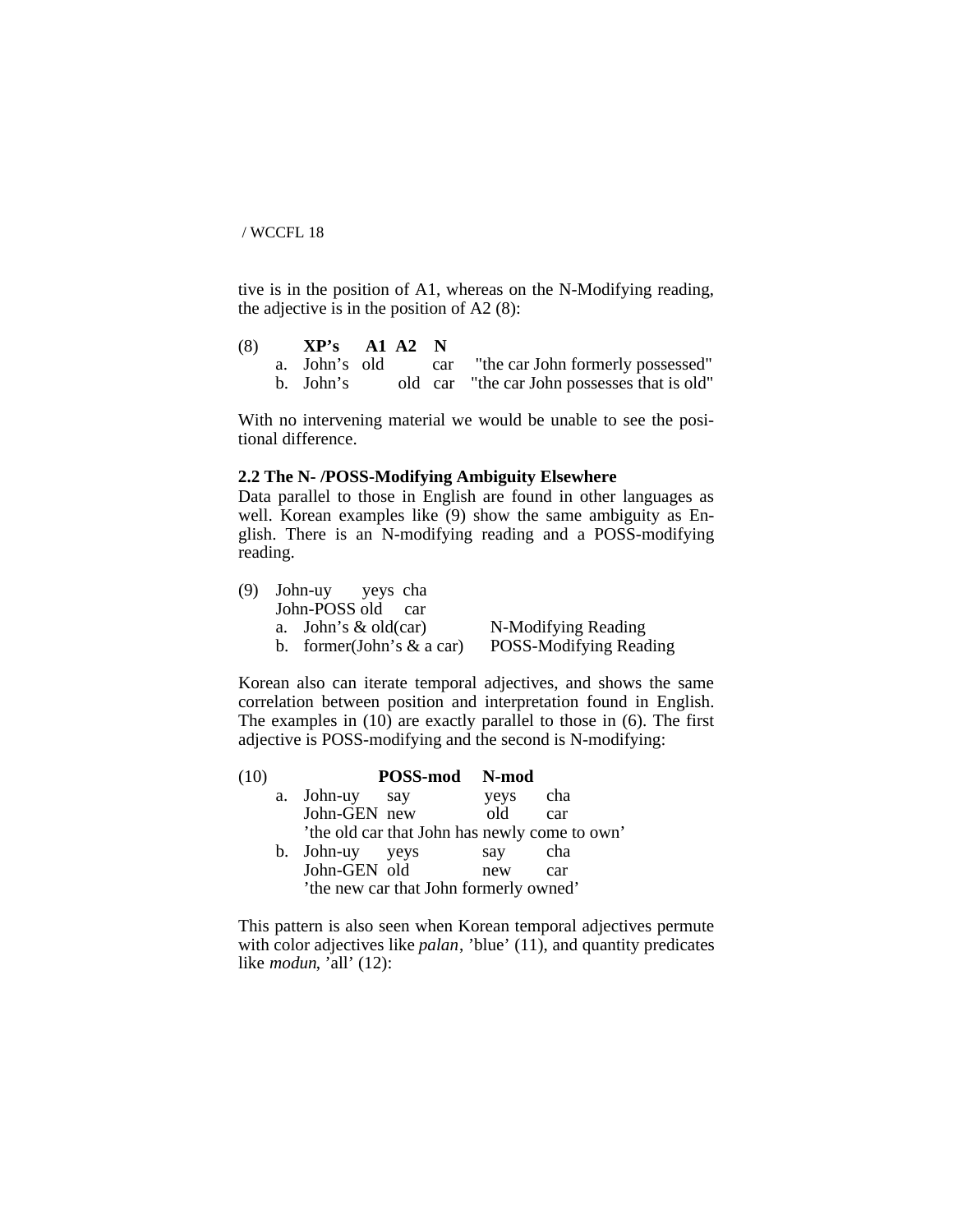tive is in the position of A1, whereas on the N-Modifying reading, the adjective is in the position of A2 (8):

| (8) | | **XP's** | **A1** | **A2** | **N** | |
|---|---|---|---|---|---|---|
| | a. | John's | old | | car | "the car John formerly possessed" |
| | b. | John's | | old | car | "the car John possesses that is old" |

With no intervening material we would be unable to see the positional difference.

**2.2 The N- /POSS-Modifying Ambiguity Elsewhere**

Data parallel to those in English are found in other languages as well. Korean examples like (9) show the same ambiguity as English. There is an N-modifying reading and a POSS-modifying reading.

(9) John-uy yeys cha
John-POSS old car
a. John's & old(car) — N-Modifying Reading
b. former(John's & a car) — POSS-Modifying Reading

Korean also can iterate temporal adjectives, and shows the same correlation between position and interpretation found in English. The examples in (10) are exactly parallel to those in (6). The first adjective is POSS-modifying and the second is N-modifying:

| (10) | | | **POSS-mod** | **N-mod** | |
|---|---|---|---|---|---|
| | a. | John-uy | say | yeys | cha |
| | | John-GEN | new | old | car |
| | | 'the old car that John has newly come to own' | | | |
| | b. | John-uy | yeys | say | cha |
| | | John-GEN | old | new | car |
| | | 'the new car that John formerly owned' | | | |

This pattern is also seen when Korean temporal adjectives permute with color adjectives like *palan*, 'blue' (11), and quantity predicates like *modun*, 'all' (12):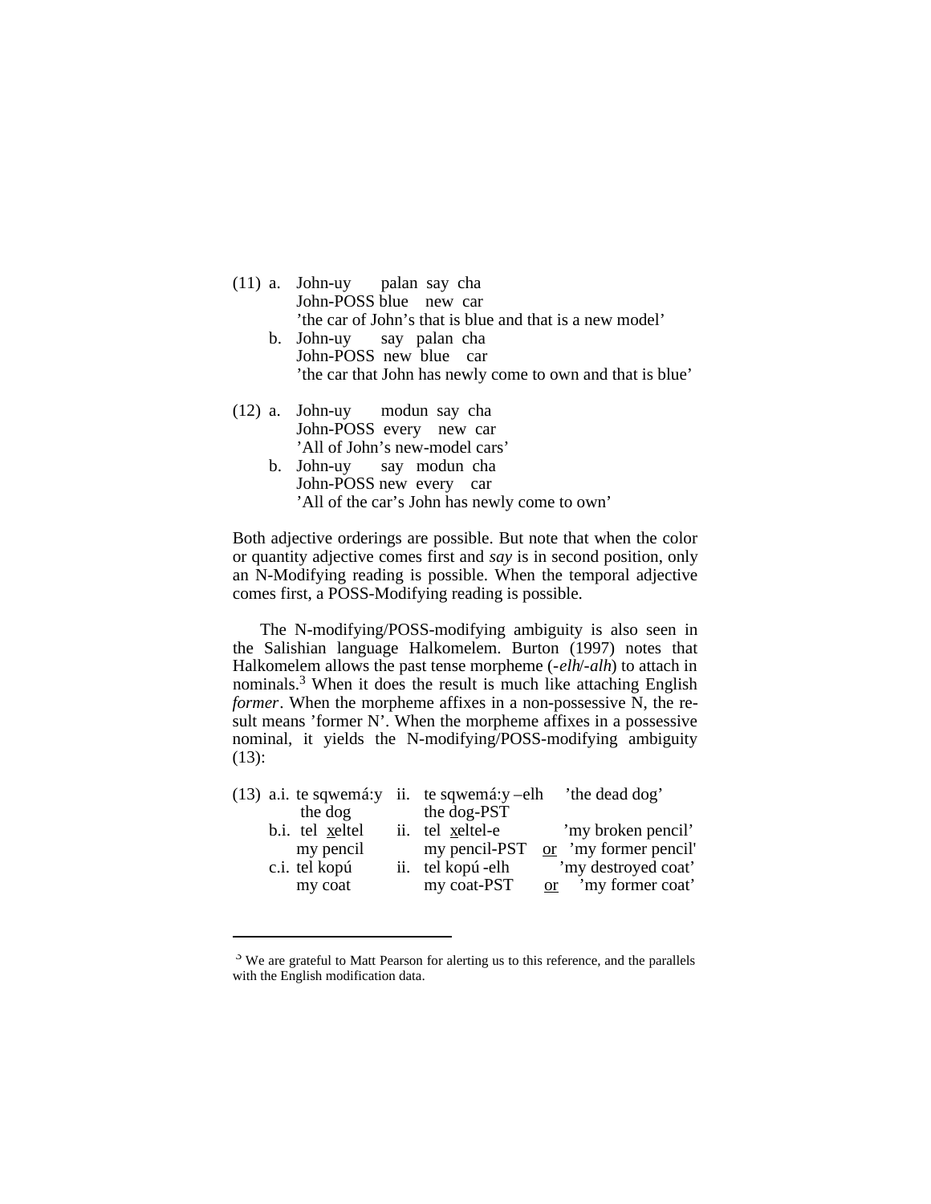(11) a. John-uy palan say cha
 John-POSS blue new car
 'the car of John's that is blue and that is a new model'

 b. John-uy say palan cha
 John-POSS new blue car
 'the car that John has newly come to own and that is blue'

(12) a. John-uy modun say cha
 John-POSS every new car
 'All of John's new-model cars'

 b. John-uy say modun cha
 John-POSS new every car
 'All of the car's John has newly come to own'

Both adjective orderings are possible. But note that when the color or quantity adjective comes first and *say* is in second position, only an N-Modifying reading is possible. When the temporal adjective comes first, a POSS-Modifying reading is possible.

The N-modifying/POSS-modifying ambiguity is also seen in the Salishian language Halkomelem. Burton (1997) notes that Halkomelem allows the past tense morpheme (*-elh*/*-alh*) to attach in nominals.[3] When it does the result is much like attaching English *former*. When the morpheme affixes in a non-possessive N, the result means 'former N'. When the morpheme affixes in a possessive nominal, it yields the N-modifying/POSS-modifying ambiguity (13):

(13) a.i. te sqwemá:y ii. te sqwemá:y –elh 'the dead dog'
 the dog the dog-PST

 b.i. tel xeltel ii. tel xeltel-e 'my broken pencil'
 my pencil my pencil-PST or 'my former pencil'

 c.i. tel kopú ii. tel kopú -elh 'my destroyed coat'
 my coat my coat-PST or 'my former coat'

---

[3] We are grateful to Matt Pearson for alerting us to this reference, and the parallels with the English modification data.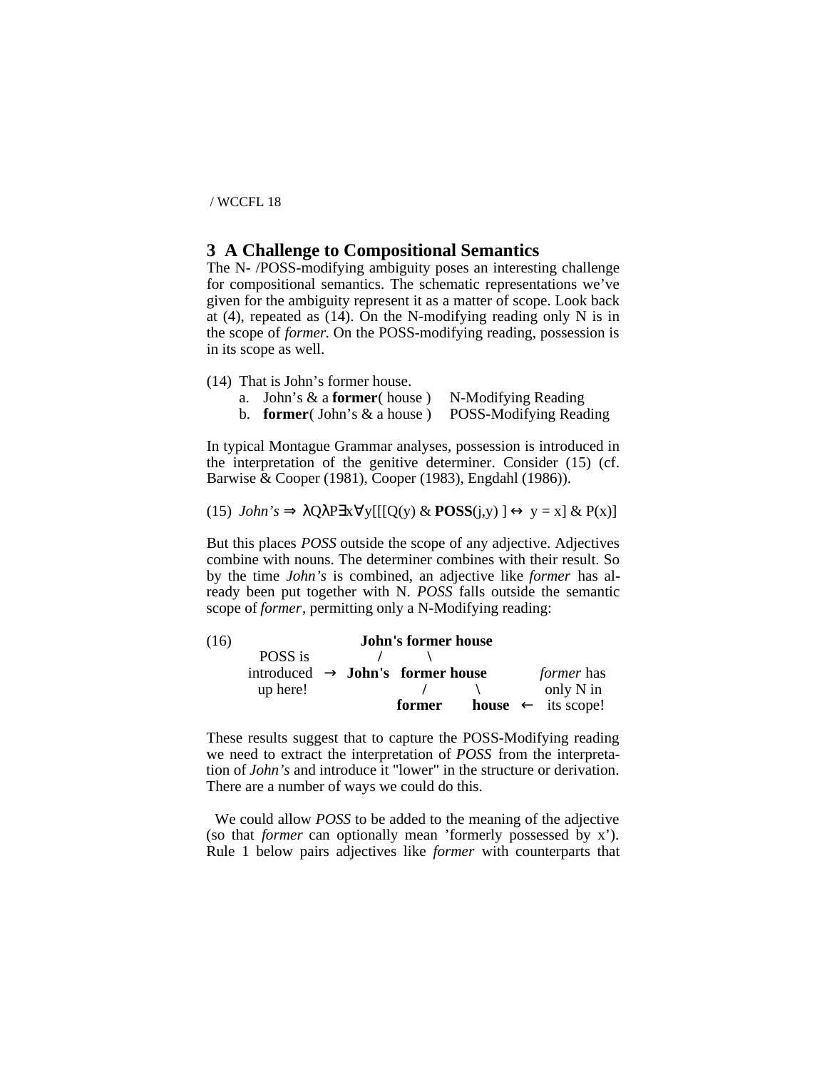## 3 A Challenge to Compositional Semantics

The N- /POSS-modifying ambiguity poses an interesting challenge for compositional semantics. The schematic representations we've given for the ambiguity represent it as a matter of scope. Look back at (4), repeated as (14). On the N-modifying reading only N is in the scope of *former.* On the POSS-modifying reading, possession is in its scope as well.

(14) That is John's former house.

a. John's & a **former**( house ) N-Modifying Reading

b. **former**( John's & a house ) POSS-Modifying Reading

In typical Montague Grammar analyses, possession is introduced in the interpretation of the genitive determiner. Consider (15) (cf. Barwise & Cooper (1981), Cooper (1983), Engdahl (1986)).

(15) *John's* $\Rightarrow$ $\lambda Q \lambda P \exists x \forall y[[[Q(y) \ \& \ \textbf{POSS}(j,y)\ ] \leftrightarrow \ y = x] \ \& \ P(x)]$

But this places *POSS* outside the scope of any adjective. Adjectives combine with nouns. The determiner combines with their result. So by the time *John's* is combined, an adjective like *former* has already been put together with N. *POSS* falls outside the semantic scope of *former*, permitting only a N-Modifying reading:

(16)

```
                          John's former house
      POSS is               /         \
    introduced  →   John's   former house          former has
      up here!                   /         \          only N in
                              former      house  ←   its scope!
```

These results suggest that to capture the POSS-Modifying reading we need to extract the interpretation of *POSS* from the interpretation of *John's* and introduce it "lower" in the structure or derivation. There are a number of ways we could do this.

We could allow *POSS* to be added to the meaning of the adjective (so that *former* can optionally mean 'formerly possessed by x'). Rule 1 below pairs adjectives like *former* with counterparts that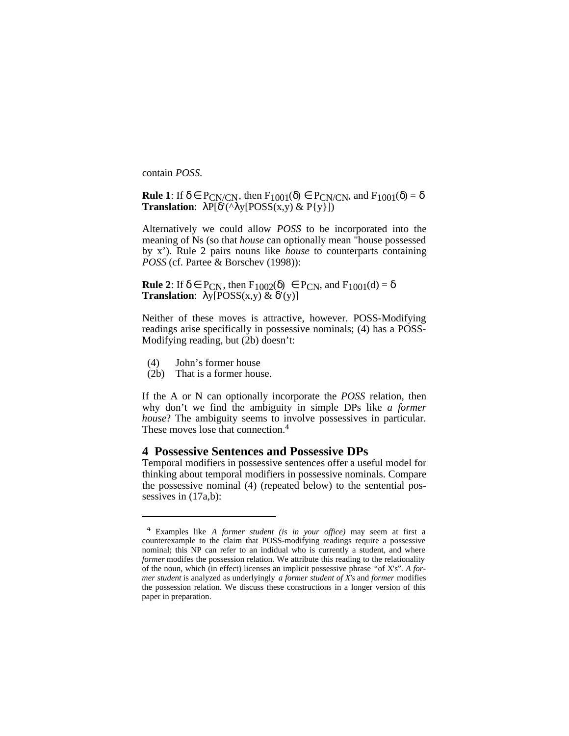contain *POSS*.

**Rule 1**: If $\delta \in P_{CN/CN}$, then $F_{1001}(\delta) \in P_{CN/CN}$, and $F_{1001}(\delta) = \delta$
**Translation**: $\lambda P[\delta'(\hat{}\lambda y[POSS(x,y) \& P\{y\}])$

Alternatively we could allow *POSS* to be incorporated into the meaning of Ns (so that *house* can optionally mean "house possessed by x'). Rule 2 pairs nouns like *house* to counterparts containing *POSS* (cf. Partee & Borschev (1998)):

**Rule 2**: If $\delta \in P_{CN}$, then $F_{1002}(\delta) \in P_{CN}$, and $F_{1001}(d) = \delta$
**Translation**: $\lambda y[POSS(x,y) \& \delta'(y)]$

Neither of these moves is attractive, however. POSS-Modifying readings arise specifically in possessive nominals; (4) has a POSS-Modifying reading, but (2b) doesn't:

(4) John's former house
(2b) That is a former house.

If the A or N can optionally incorporate the *POSS* relation, then why don't we find the ambiguity in simple DPs like *a former house*? The ambiguity seems to involve possessives in particular. These moves lose that connection.[4]

## 4 Possessive Sentences and Possessive DPs

Temporal modifiers in possessive sentences offer a useful model for thinking about temporal modifiers in possessive nominals. Compare the possessive nominal (4) (repeated below) to the sentential possessives in (17a,b):

---

[4] Examples like *A former student (is in your office)* may seem at first a counterexample to the claim that POSS-modifying readings require a possessive nominal; this NP can refer to an indidual who is currently a student, and where *former* modifes the possession relation. We attribute this reading to the relationality of the noun, which (in effect) licenses an implicit possessive phrase "of X's". *A former student* is analyzed as underlyingly *a former student of X's* and *former* modifies the possession relation. We discuss these constructions in a longer version of this paper in preparation.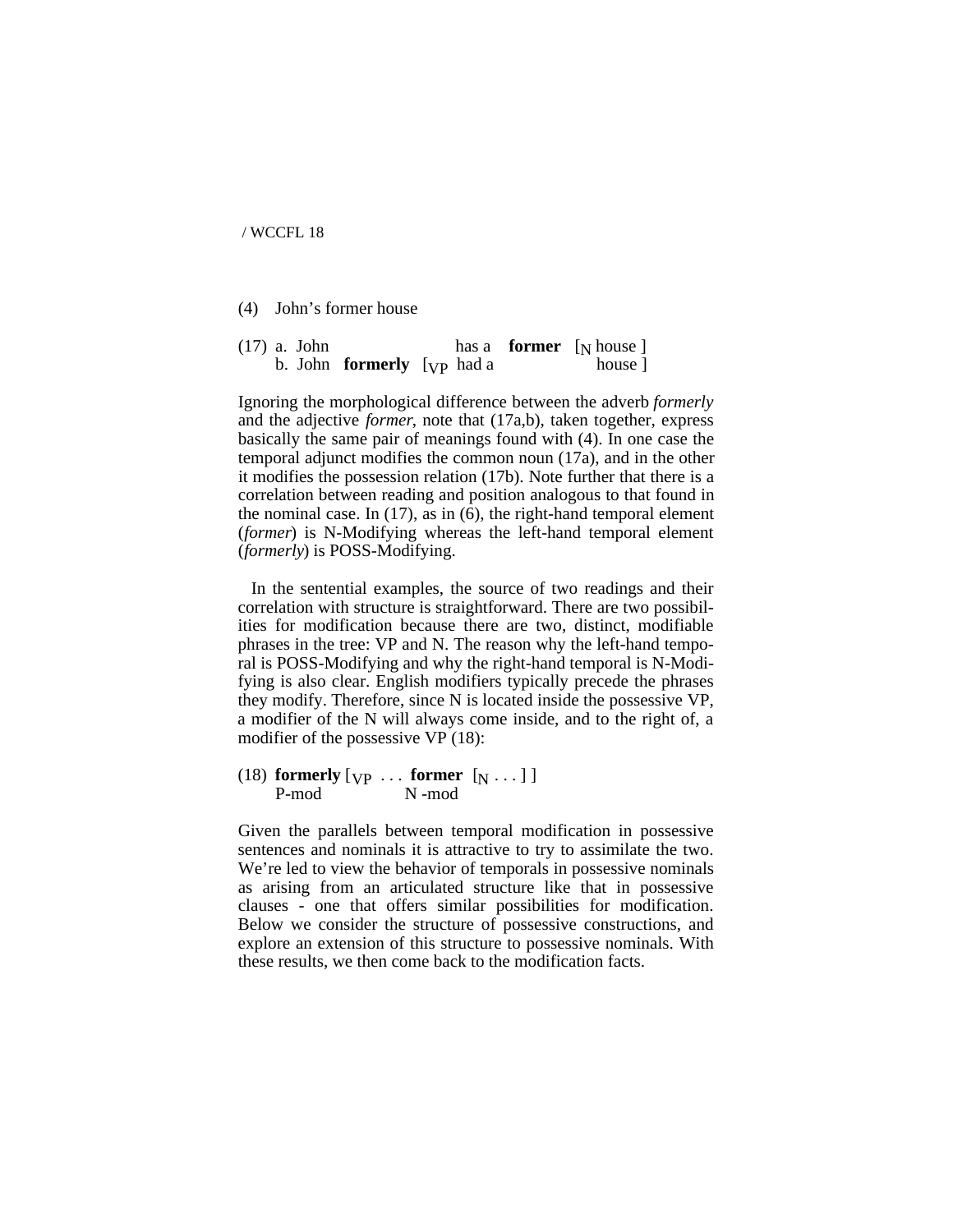(4) John's former house

(17) a. John has a **former** [$_N$ house ]
     b. John **formerly** [$_{VP}$ had a house ]

Ignoring the morphological difference between the adverb *formerly* and the adjective *former*, note that (17a,b), taken together, express basically the same pair of meanings found with (4). In one case the temporal adjunct modifies the common noun (17a), and in the other it modifies the possession relation (17b). Note further that there is a correlation between reading and position analogous to that found in the nominal case. In (17), as in (6), the right-hand temporal element (*former*) is N-Modifying whereas the left-hand temporal element (*formerly*) is POSS-Modifying.

In the sentential examples, the source of two readings and their correlation with structure is straightforward. There are two possibilities for modification because there are two, distinct, modifiable phrases in the tree: VP and N. The reason why the left-hand temporal is POSS-Modifying and why the right-hand temporal is N-Modifying is also clear. English modifiers typically precede the phrases they modify. Therefore, since N is located inside the possessive VP, a modifier of the N will always come inside, and to the right of, a modifier of the possessive VP (18):

(18) **formerly** [$_{VP}$ . . . **former** [$_N$ . . . ] ]
     P-mod N -mod

Given the parallels between temporal modification in possessive sentences and nominals it is attractive to try to assimilate the two. We're led to view the behavior of temporals in possessive nominals as arising from an articulated structure like that in possessive clauses - one that offers similar possibilities for modification. Below we consider the structure of possessive constructions, and explore an extension of this structure to possessive nominals. With these results, we then come back to the modification facts.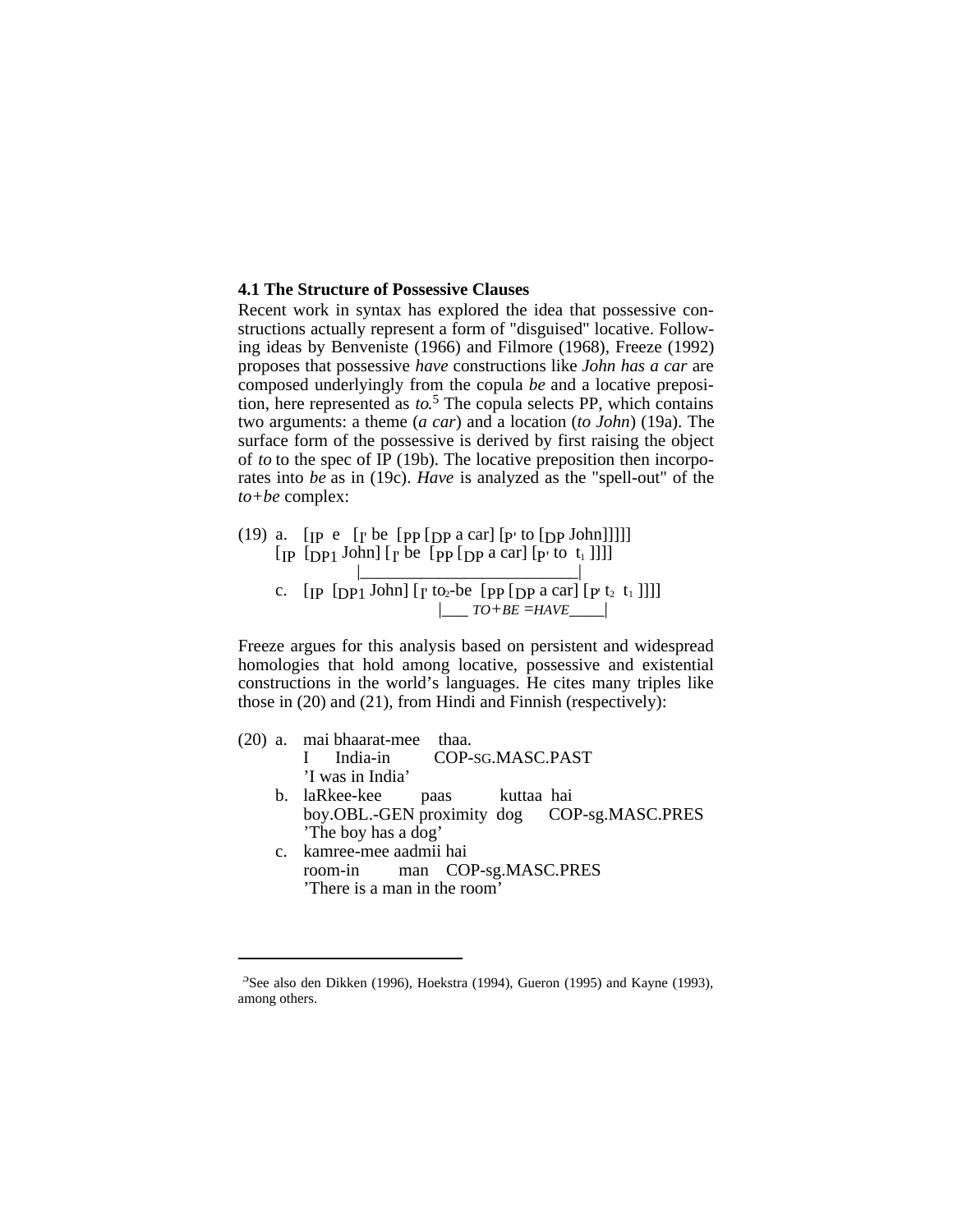### 4.1 The Structure of Possessive Clauses

Recent work in syntax has explored the idea that possessive constructions actually represent a form of "disguised" locative. Following ideas by Benveniste (1966) and Filmore (1968), Freeze (1992) proposes that possessive *have* constructions like *John has a car* are composed underlyingly from the copula *be* and a locative preposition, here represented as *to*.[5] The copula selects PP, which contains two arguments: a theme (*a car*) and a location (*to John*) (19a). The surface form of the possessive is derived by first raising the object of *to* to the spec of IP (19b). The locative preposition then incorporates into *be* as in (19c). *Have* is analyzed as the "spell-out" of the *to+be* complex:

(19) a. [$_{IP}$ e [$_{I'}$ be [$_{PP}$ [$_{DP}$ a car] [$_{P'}$ to [$_{DP}$ John]]]]]

  [$_{IP}$ [$_{DP1}$ John] [$_{I'}$ be [$_{PP}$ [$_{DP}$ a car] [$_{P'}$ to $t_1$ ]]]]

  c. [$_{IP}$ [$_{DP1}$ John] [$_{I'}$ to$_2$-be [$_{PP}$ [$_{DP}$ a car] [$_{P'}$ $t_2$ $t_1$ ]]]]

  |___ *TO+BE =HAVE*_____|

Freeze argues for this analysis based on persistent and widespread homologies that hold among locative, possessive and existential constructions in the world's languages. He cites many triples like those in (20) and (21), from Hindi and Finnish (respectively):

(20) a. mai bhaarat-mee thaa.
  I India-in COP-SG.MASC.PAST
  'I was in India'

  b. laRkee-kee paas kuttaa hai
  boy.OBL.-GEN proximity dog COP-sg.MASC.PRES
  'The boy has a dog'

  c. kamree-mee aadmii hai
  room-in man COP-sg.MASC.PRES
  'There is a man in the room'

---

[5] See also den Dikken (1996), Hoekstra (1994), Gueron (1995) and Kayne (1993), among others.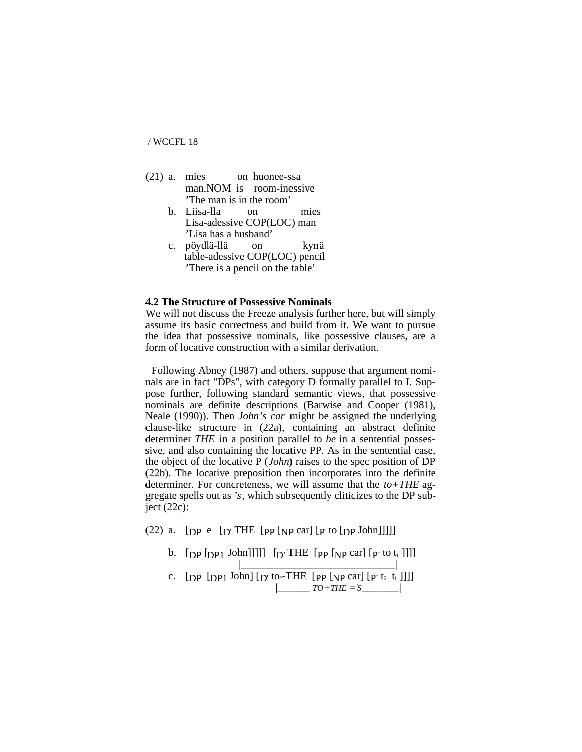(21) a. mies on huonee-ssa
man.NOM is room-inessive
'The man is in the room'

b. Liisa-lla on mies
Lisa-adessive COP(LOC) man
'Lisa has a husband'

c. pöydlä-llä on kynä
table-adessive COP(LOC) pencil
'There is a pencil on the table'

**4.2 The Structure of Possessive Nominals**

We will not discuss the Freeze analysis further here, but will simply assume its basic correctness and build from it. We want to pursue the idea that possessive nominals, like possessive clauses, are a form of locative construction with a similar derivation.

Following Abney (1987) and others, suppose that argument nominals are in fact "DPs", with category D formally parallel to I. Suppose further, following standard semantic views, that possessive nominals are definite descriptions (Barwise and Cooper (1981), Neale (1990)). Then *John's car* might be assigned the underlying clause-like structure in (22a), containing an abstract definite determiner *THE* in a position parallel to *be* in a sentential possessive, and also containing the locative PP. As in the sentential case, the object of the locative P (*John*) raises to the spec position of DP (22b). The locative preposition then incorporates into the definite determiner. For concreteness, we will assume that the *to+THE* aggregate spells out as *'s*, which subsequently cliticizes to the DP subject (22c):

(22) a. $[_{DP}$ e $[_{D'}$ THE $[_{PP}$ $[_{NP}$ car$]$ $[_{P'}$ to $[_{DP}$ John$]]]]]$

b. $[_{DP}$ $[_{DP1}$ John$]]]]]$ $[_{D'}$ THE $[_{PP}$ $[_{NP}$ car$]$ $[_{P'}$ to $t_1$ $]]]]$
|________________________________|

c. $[_{DP}$ $[_{DP1}$ John$]$ $[_{D'}$ $to_2$-THE $[_{PP}$ $[_{NP}$ car$]$ $[_{P'}$ $t_2$ $t_1$ $]]]]$
|______ *TO+THE ='S*________|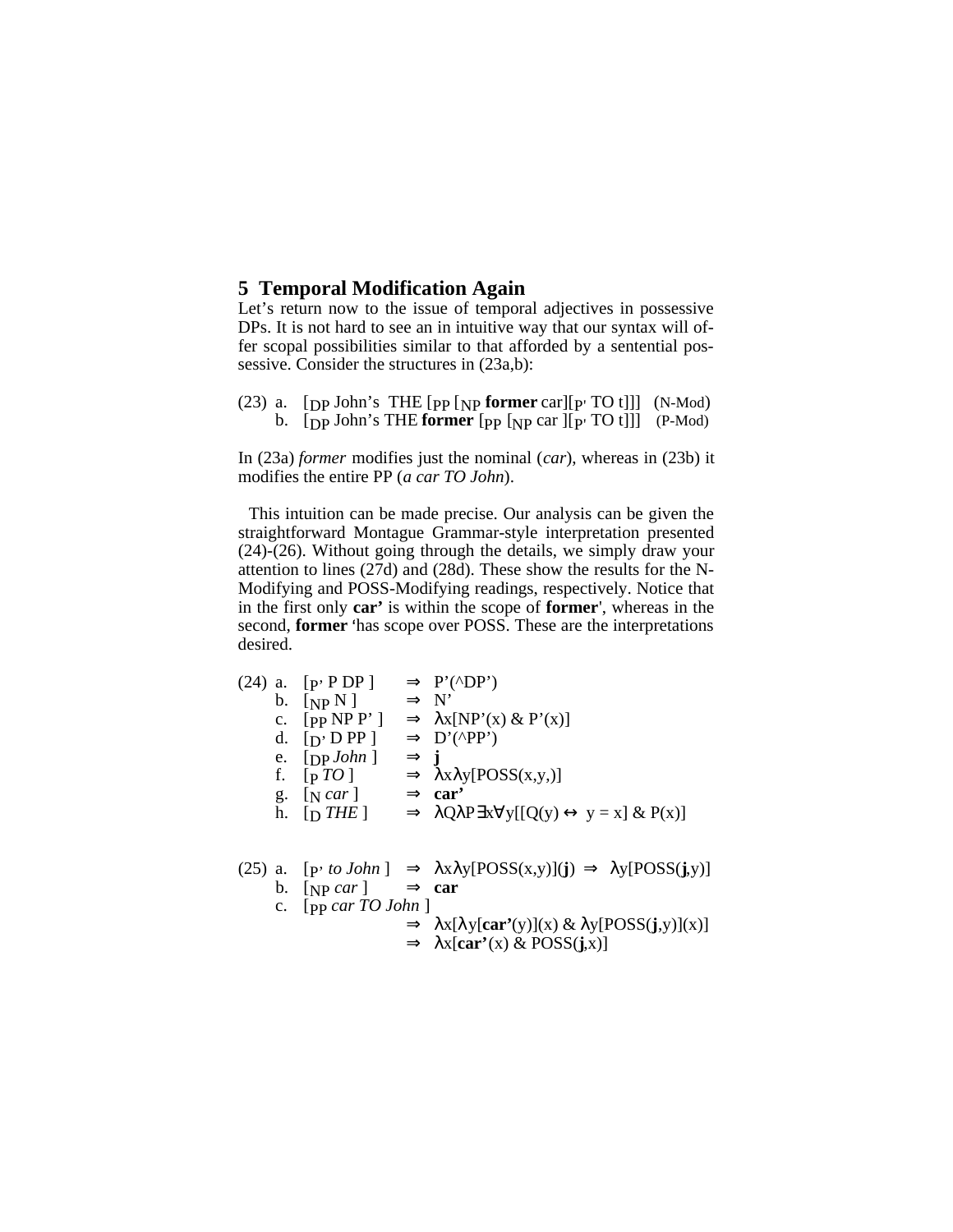## 5 Temporal Modification Again

Let's return now to the issue of temporal adjectives in possessive DPs. It is not hard to see an in intuitive way that our syntax will offer scopal possibilities similar to that afforded by a sentential possessive. Consider the structures in (23a,b):

(23) a. $[_{DP}$ John's THE $[_{PP}$ $[_{NP}$ **former** car$][_{P'}$ TO t$]]]$ (N-Mod)
b. $[_{DP}$ John's THE **former** $[_{PP}$ $[_{NP}$ car $][_{P'}$ TO t$]]]$ (P-Mod)

In (23a) *former* modifies just the nominal (*car*), whereas in (23b) it modifies the entire PP (*a car TO John*).

This intuition can be made precise. Our analysis can be given the straightforward Montague Grammar-style interpretation presented (24)-(26). Without going through the details, we simply draw your attention to lines (27d) and (28d). These show the results for the N-Modifying and POSS-Modifying readings, respectively. Notice that in the first only **car'** is within the scope of **former**', whereas in the second, **former** 'has scope over POSS. These are the interpretations desired.

(24) a. $[_{P'}$ P DP $]$ $\Rightarrow$ P'(^DP')
b. $[_{NP}$ N $]$ $\Rightarrow$ N'
c. $[_{PP}$ NP P' $]$ $\Rightarrow$ $\lambda$x[NP'(x) & P'(x)]
d. $[_{D'}$ D PP $]$ $\Rightarrow$ D'(^PP')
e. $[_{DP}$ *John* $]$ $\Rightarrow$ **j**
f. $[_{P}$ *TO* $]$ $\Rightarrow$ $\lambda$x$\lambda$y[POSS(x,y,)]
g. $[_{N}$ *car* $]$ $\Rightarrow$ **car'**
h. $[_{D}$ *THE* $]$ $\Rightarrow$ $\lambda Q \lambda P \exists x \forall y[[Q(y) \leftrightarrow y = x] \& P(x)]$

(25) a. $[_{P'}$ *to John* $]$ $\Rightarrow$ $\lambda$x$\lambda$y[POSS(x,y)](**j**) $\Rightarrow$ $\lambda$y[POSS(**j**,y)]
b. $[_{NP}$ *car* $]$ $\Rightarrow$ **car**
c. $[_{PP}$ *car TO John* $]$
$\Rightarrow$ $\lambda$x[$\lambda$y[**car'**(y)](x) & $\lambda$y[POSS(**j**,y)](x)]
$\Rightarrow$ $\lambda$x[**car'**(x) & POSS(**j**,x)]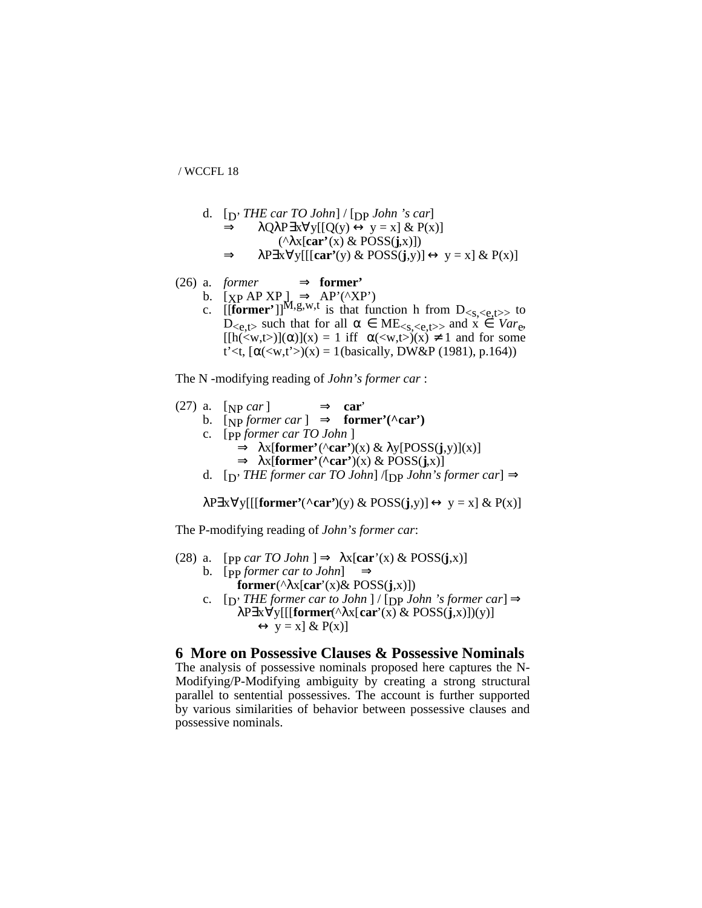d. $[_{D'}$ *THE car TO John*] / $[_{DP}$ *John 's car*]
   $\Rightarrow$ $\lambda Q \lambda P \exists x \forall y[[Q(y) \leftrightarrow y = x] \,\&\, P(x)]$
   $(\wedge\lambda x[\mathbf{car'}(x) \,\&\, \mathrm{POSS}(\mathbf{j},x)])$
   $\Rightarrow$ $\lambda P \exists x \forall y[[[\mathbf{car'}(y) \,\&\, \mathrm{POSS}(\mathbf{j},y)] \leftrightarrow y = x] \,\&\, P(x)]$

(26) a. *former* $\Rightarrow$ **former'**
b. $[_{XP}$ AP XP $]$ $\Rightarrow$ AP'($\wedge$XP')
c. $[[\mathbf{former'}]]^{M,g,w,t}$ is that function h from $D_{<s,<e,t>>}$ to $D_{<e,t>}$ such that for all $\alpha \in ME_{<s,<e,t>>}$ and $x \in Var_e$, $[[h(<w,t>)](\alpha)](x) = 1$ iff $\alpha(<w,t>)(x) \neq 1$ and for some $t'<t$, $[\alpha(<w,t'>)(x) = 1$(basically, DW&P (1981), p.164))

The N -modifying reading of *John's former car* :

(27) a. $[_{NP}$ *car* $]$ $\Rightarrow$ **car'**
b. $[_{NP}$ *former car* $]$ $\Rightarrow$ **former'($\wedge$car')**
c. $[_{PP}$ *former car TO John* $]$
   $\Rightarrow$ $\lambda x[\mathbf{former'}(\wedge\mathbf{car'})(x) \,\&\, \lambda y[\mathrm{POSS}(\mathbf{j},y)](x)]$
   $\Rightarrow$ $\lambda x[\mathbf{former'}(\wedge\mathbf{car'})(x) \,\&\, \mathrm{POSS}(\mathbf{j},x)]$
d. $[_{D'}$ *THE former car TO John*] /$[_{DP}$ *John's former car*] $\Rightarrow$

$\lambda P \exists x \forall y[[[\mathbf{former'}(\wedge\mathbf{car'})(y) \,\&\, \mathrm{POSS}(\mathbf{j},y)] \leftrightarrow y = x] \,\&\, P(x)]$

The P-modifying reading of *John's former car*:

(28) a. $[_{PP}$ *car TO John* $]$ $\Rightarrow$ $\lambda x[\mathbf{car}'(x) \,\&\, \mathrm{POSS}(\mathbf{j},x)]$
b. $[_{PP}$ *former car to John*$]$ $\Rightarrow$
   $\mathbf{former}(\wedge\lambda x[\mathbf{car}'(x) \,\&\, \mathrm{POSS}(\mathbf{j},x)])$
c. $[_{D'}$ *THE former car to John* $]$ / $[_{DP}$ *John 's former car*$]$ $\Rightarrow$
   $\lambda P \exists x \forall y[[[\mathbf{former}(\wedge\lambda x[\mathbf{car}'(x) \,\&\, \mathrm{POSS}(\mathbf{j},x)])(y)]$
   $\leftrightarrow y = x] \,\&\, P(x)]$

## 6 More on Possessive Clauses & Possessive Nominals

The analysis of possessive nominals proposed here captures the N-Modifying/P-Modifying ambiguity by creating a strong structural parallel to sentential possessives. The account is further supported by various similarities of behavior between possessive clauses and possessive nominals.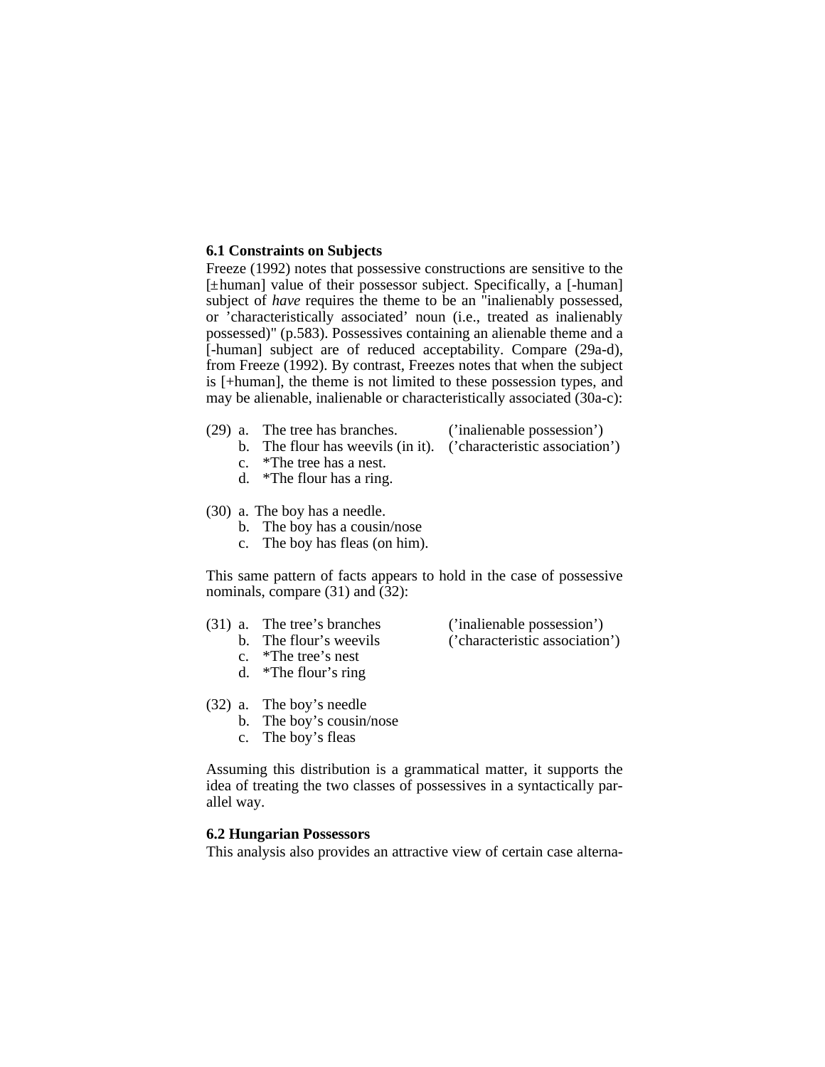### 6.1 Constraints on Subjects

Freeze (1992) notes that possessive constructions are sensitive to the [±human] value of their possessor subject. Specifically, a [-human] subject of *have* requires the theme to be an "inalienably possessed, or 'characteristically associated' noun (i.e., treated as inalienably possessed)" (p.583). Possessives containing an alienable theme and a [-human] subject are of reduced acceptability. Compare (29a-d), from Freeze (1992). By contrast, Freezes notes that when the subject is [+human], the theme is not limited to these possession types, and may be alienable, inalienable or characteristically associated (30a-c):

(29) a. The tree has branches. ('inalienable possession')
     b. The flour has weevils (in it). ('characteristic association')
     c. *The tree has a nest.
     d. *The flour has a ring.

(30) a. The boy has a needle.
     b. The boy has a cousin/nose
     c. The boy has fleas (on him).

This same pattern of facts appears to hold in the case of possessive nominals, compare (31) and (32):

(31) a. The tree's branches ('inalienable possession')
     b. The flour's weevils ('characteristic association')
     c. *The tree's nest
     d. *The flour's ring

(32) a. The boy's needle
     b. The boy's cousin/nose
     c. The boy's fleas

Assuming this distribution is a grammatical matter, it supports the idea of treating the two classes of possessives in a syntactically parallel way.

### 6.2 Hungarian Possessors

This analysis also provides an attractive view of certain case alterna-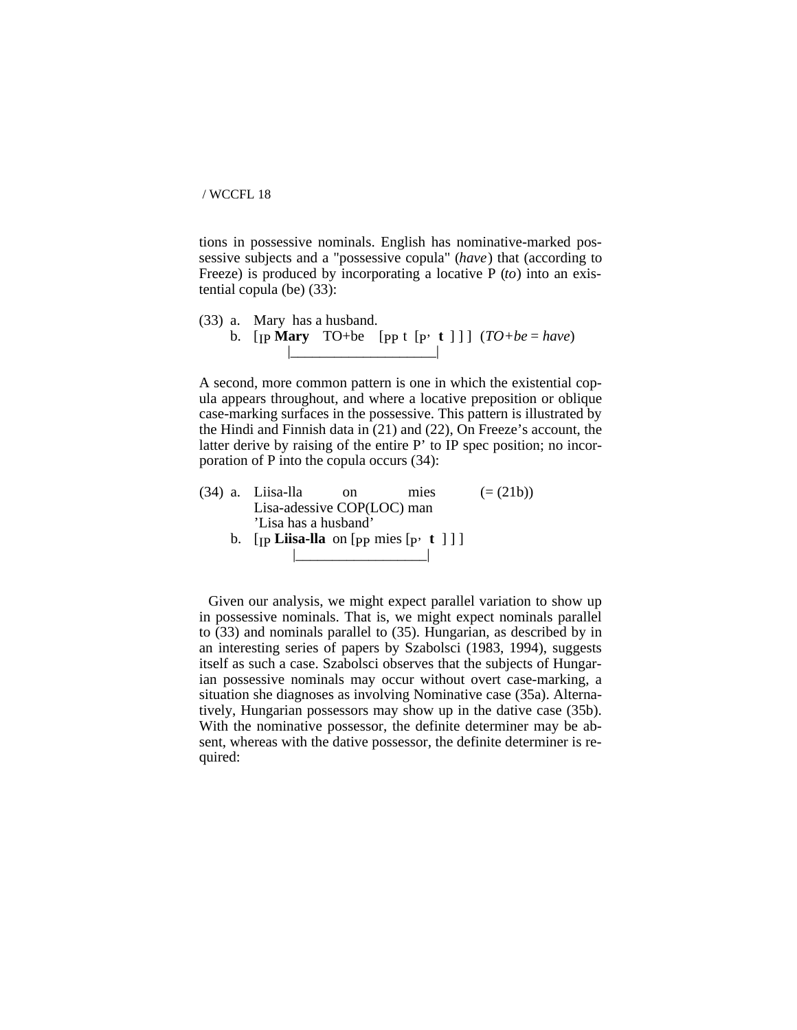tions in possessive nominals. English has nominative-marked possessive subjects and a "possessive copula" (*have*) that (according to Freeze) is produced by incorporating a locative P (*to*) into an existential copula (be) (33):

(33) a. Mary has a husband.
     b. [$_{IP}$ **Mary** TO+be [$_{PP}$ t [$_{P'}$ **t** ] ] ] (*TO+be* = *have*)

A second, more common pattern is one in which the existential copula appears throughout, and where a locative preposition or oblique case-marking surfaces in the possessive. This pattern is illustrated by the Hindi and Finnish data in (21) and (22), On Freeze's account, the latter derive by raising of the entire P' to IP spec position; no incorporation of P into the copula occurs (34):

(34) a. Liisa-lla on mies (= (21b))
     Lisa-adessive COP(LOC) man
     'Lisa has a husband'
     b. [$_{IP}$ **Liisa-lla** on [$_{PP}$ mies [$_{P'}$ **t** ] ] ]

Given our analysis, we might expect parallel variation to show up in possessive nominals. That is, we might expect nominals parallel to (33) and nominals parallel to (35). Hungarian, as described by in an interesting series of papers by Szabolsci (1983, 1994), suggests itself as such a case. Szabolsci observes that the subjects of Hungarian possessive nominals may occur without overt case-marking, a situation she diagnoses as involving Nominative case (35a). Alternatively, Hungarian possessors may show up in the dative case (35b). With the nominative possessor, the definite determiner may be absent, whereas with the dative possessor, the definite determiner is required: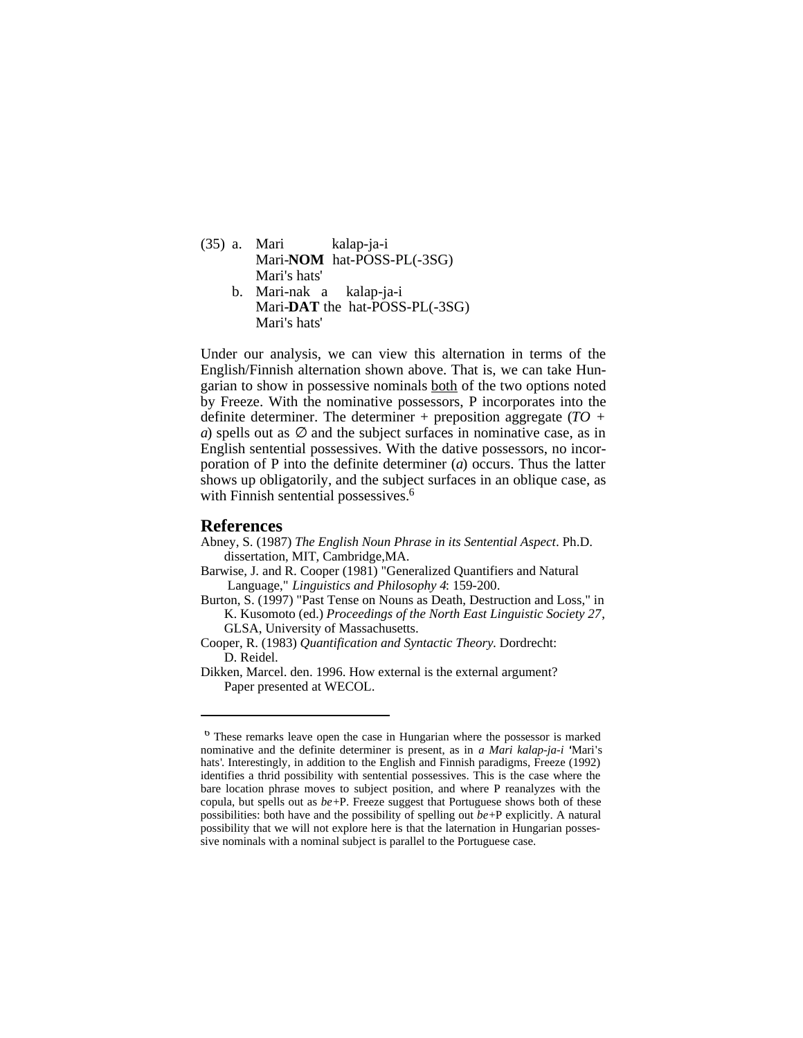(35) a. Mari kalap-ja-i
Mari-**NOM** hat-POSS-PL(-3SG)
Mari's hats'

b. Mari-nak a kalap-ja-i
Mari-**DAT** the hat-POSS-PL(-3SG)
Mari's hats'

Under our analysis, we can view this alternation in terms of the English/Finnish alternation shown above. That is, we can take Hungarian to show in possessive nominals <u>both</u> of the two options noted by Freeze. With the nominative possessors, P incorporates into the definite determiner. The determiner + preposition aggregate (*TO* + *a*) spells out as ∅ and the subject surfaces in nominative case, as in English sentential possessives. With the dative possessors, no incorporation of P into the definite determiner (*a*) occurs. Thus the latter shows up obligatorily, and the subject surfaces in an oblique case, as with Finnish sentential possessives.[6]

## References

Abney, S. (1987) *The English Noun Phrase in its Sentential Aspect*. Ph.D. dissertation, MIT, Cambridge,MA.

Barwise, J. and R. Cooper (1981) "Generalized Quantifiers and Natural Language," *Linguistics and Philosophy 4*: 159-200.

Burton, S. (1997) "Past Tense on Nouns as Death, Destruction and Loss," in K. Kusomoto (ed.) *Proceedings of the North East Linguistic Society 27*, GLSA, University of Massachusetts.

Cooper, R. (1983) *Quantification and Syntactic Theory*. Dordrecht: D. Reidel.

Dikken, Marcel. den. 1996. How external is the external argument? Paper presented at WECOL.

---

[6] These remarks leave open the case in Hungarian where the possessor is marked nominative and the definite determiner is present, as in *a Mari kalap-ja-i* 'Mari's hats'. Interestingly, in addition to the English and Finnish paradigms, Freeze (1992) identifies a thrid possibility with sentential possessives. This is the case where the bare location phrase moves to subject position, and where P reanalyzes with the copula, but spells out as *be*+P. Freeze suggest that Portuguese shows both of these possibilities: both have and the possibility of spelling out *be*+P explicitly. A natural possibility that we will not explore here is that the laternation in Hungarian possessive nominals with a nominal subject is parallel to the Portuguese case.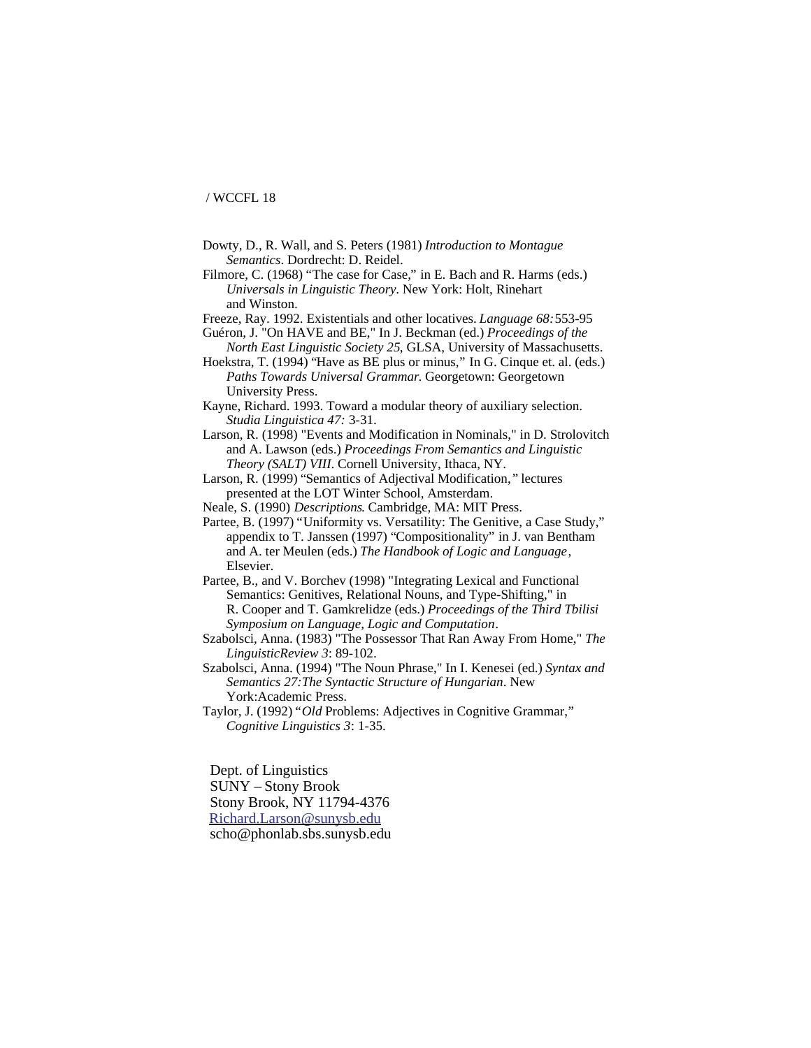Dowty, D., R. Wall, and S. Peters (1981) *Introduction to Montague Semantics*. Dordrecht: D. Reidel.

Filmore, C. (1968) "The case for Case," in E. Bach and R. Harms (eds.) *Universals in Linguistic Theory*. New York: Holt, Rinehart and Winston.

Freeze, Ray. 1992. Existentials and other locatives. *Language 68:* 553-95

Guéron, J. "On HAVE and BE," In J. Beckman (ed.) *Proceedings of the North East Linguistic Society 25*, GLSA, University of Massachusetts.

Hoekstra, T. (1994) "Have as BE plus or minus," In G. Cinque et. al. (eds.) *Paths Towards Universal Grammar.* Georgetown: Georgetown University Press.

Kayne, Richard. 1993. Toward a modular theory of auxiliary selection. *Studia Linguistica 47:* 3-31.

Larson, R. (1998) "Events and Modification in Nominals," in D. Strolovitch and A. Lawson (eds.) *Proceedings From Semantics and Linguistic Theory (SALT) VIII*. Cornell University, Ithaca, NY.

Larson, R. (1999) "Semantics of Adjectival Modification," lectures presented at the LOT Winter School, Amsterdam.

Neale, S. (1990) *Descriptions*. Cambridge, MA: MIT Press.

Partee, B. (1997) "Uniformity vs. Versatility: The Genitive, a Case Study," appendix to T. Janssen (1997) "Compositionality" in J. van Bentham and A. ter Meulen (eds.) *The Handbook of Logic and Language*, Elsevier.

Partee, B., and V. Borchev (1998) "Integrating Lexical and Functional Semantics: Genitives, Relational Nouns, and Type-Shifting," in R. Cooper and T. Gamkrelidze (eds.) *Proceedings of the Third Tbilisi Symposium on Language, Logic and Computation*.

Szabolsci, Anna. (1983) "The Possessor That Ran Away From Home," *The LinguisticReview 3*: 89-102.

Szabolsci, Anna. (1994) "The Noun Phrase," In I. Kenesei (ed.) *Syntax and Semantics 27:The Syntactic Structure of Hungarian*. New York:Academic Press.

Taylor, J. (1992) "*Old* Problems: Adjectives in Cognitive Grammar," *Cognitive Linguistics 3*: 1-35.

Dept. of Linguistics
SUNY – Stony Brook
Stony Brook, NY 11794-4376
Richard.Larson@sunysb.edu
scho@phonlab.sbs.sunysb.edu